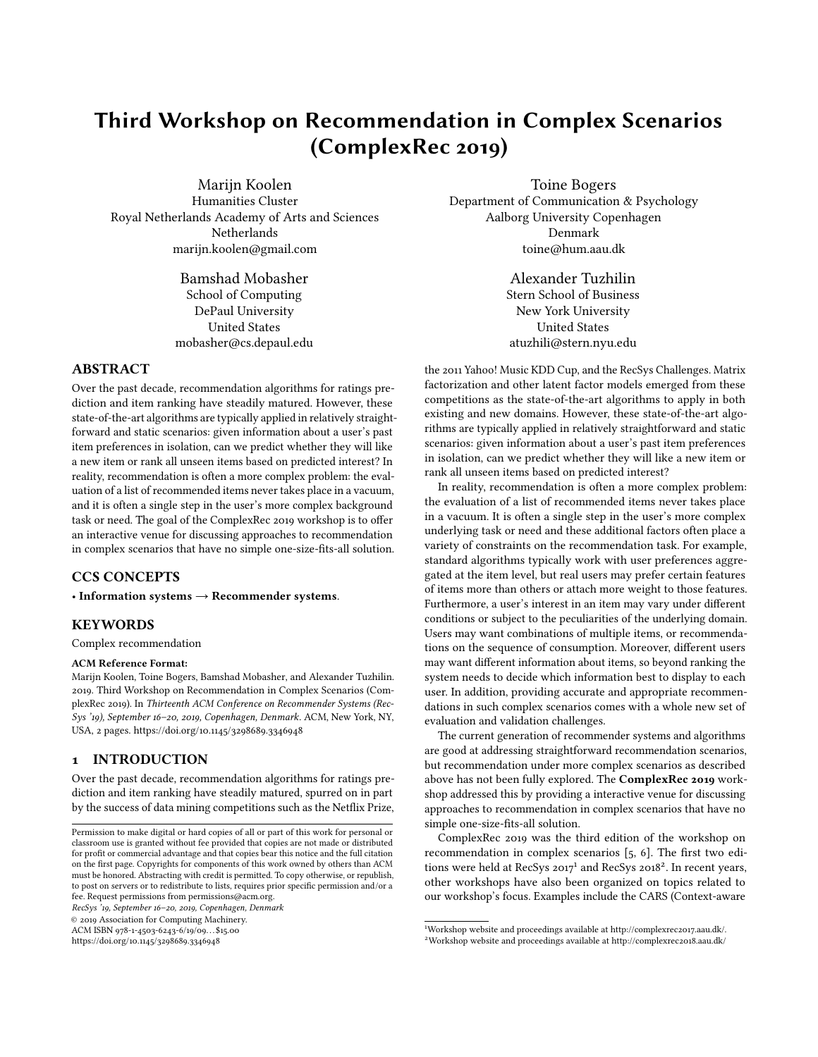// Third Workshop on Recommendation in Complex Scenarios (ComplexRec 2019)

Marijn Koolen
Humanities Cluster
Royal Netherlands Academy of Arts and Sciences
Netherlands
marijn.koolen@gmail.com

Toine Bogers
Department of Communication & Psychology
Aalborg University Copenhagen
Denmark
toine@hum.aau.dk

Bamshad Mobasher
School of Computing
DePaul University
United States
mobasher@cs.depaul.edu

Alexander Tuzhilin
Stern School of Business
New York University
United States
atuzhili@stern.nyu.edu

## ABSTRACT

Over the past decade, recommendation algorithms for ratings prediction and item ranking have steadily matured. However, these state-of-the-art algorithms are typically applied in relatively straightforward and static scenarios: given information about a user's past item preferences in isolation, can we predict whether they will like a new item or rank all unseen items based on predicted interest? In reality, recommendation is often a more complex problem: the evaluation of a list of recommended items never takes place in a vacuum, and it is often a single step in the user's more complex background task or need. The goal of the ComplexRec 2019 workshop is to offer an interactive venue for discussing approaches to recommendation in complex scenarios that have no simple one-size-fits-all solution.

## CCS CONCEPTS

• **Information systems → Recommender systems**.

## KEYWORDS

Complex recommendation

**ACM Reference Format:**
Marijn Koolen, Toine Bogers, Bamshad Mobasher, and Alexander Tuzhilin. 2019. Third Workshop on Recommendation in Complex Scenarios (ComplexRec 2019). In *Thirteenth ACM Conference on Recommender Systems (RecSys '19), September 16–20, 2019, Copenhagen, Denmark.* ACM, New York, NY, USA, 2 pages. https://doi.org/10.1145/3298689.3346948

## 1 INTRODUCTION

Over the past decade, recommendation algorithms for ratings prediction and item ranking have steadily matured, spurred on in part by the success of data mining competitions such as the Netflix Prize, the 2011 Yahoo! Music KDD Cup, and the RecSys Challenges. Matrix factorization and other latent factor models emerged from these competitions as the state-of-the-art algorithms to apply in both existing and new domains. However, these state-of-the-art algorithms are typically applied in relatively straightforward and static scenarios: given information about a user's past item preferences in isolation, can we predict whether they will like a new item or rank all unseen items based on predicted interest?

In reality, recommendation is often a more complex problem: the evaluation of a list of recommended items never takes place in a vacuum. It is often a single step in the user's more complex underlying task or need and these additional factors often place a variety of constraints on the recommendation task. For example, standard algorithms typically work with user preferences aggregated at the item level, but real users may prefer certain features of items more than others or attach more weight to those features. Furthermore, a user's interest in an item may vary under different conditions or subject to the peculiarities of the underlying domain. Users may want combinations of multiple items, or recommendations on the sequence of consumption. Moreover, different users may want different information about items, so beyond ranking the system needs to decide which information best to display to each user. In addition, providing accurate and appropriate recommendations in such complex scenarios comes with a whole new set of evaluation and validation challenges.

The current generation of recommender systems and algorithms are good at addressing straightforward recommendation scenarios, but recommendation under more complex scenarios as described above has not been fully explored. The **ComplexRec 2019** workshop addressed this by providing a interactive venue for discussing approaches to recommendation in complex scenarios that have no simple one-size-fits-all solution.

ComplexRec 2019 was the third edition of the workshop on recommendation in complex scenarios [5, 6]. The first two editions were held at RecSys 2017[1] and RecSys 2018[2]. In recent years, other workshops have also been organized on topics related to our workshop's focus. Examples include the CARS (Context-aware

---

Permission to make digital or hard copies of all or part of this work for personal or classroom use is granted without fee provided that copies are not made or distributed for profit or commercial advantage and that copies bear this notice and the full citation on the first page. Copyrights for components of this work owned by others than ACM must be honored. Abstracting with credit is permitted. To copy otherwise, or republish, to post on servers or to redistribute to lists, requires prior specific permission and/or a fee. Request permissions from permissions@acm.org.
*RecSys '19, September 16–20, 2019, Copenhagen, Denmark*
© 2019 Association for Computing Machinery.
ACM ISBN 978-1-4503-6243-6/19/09…$15.00
https://doi.org/10.1145/3298689.3346948

[1] Workshop website and proceedings available at http://complexrec2017.aau.dk/.
[2] Workshop website and proceedings available at http://complexrec2018.aau.dk/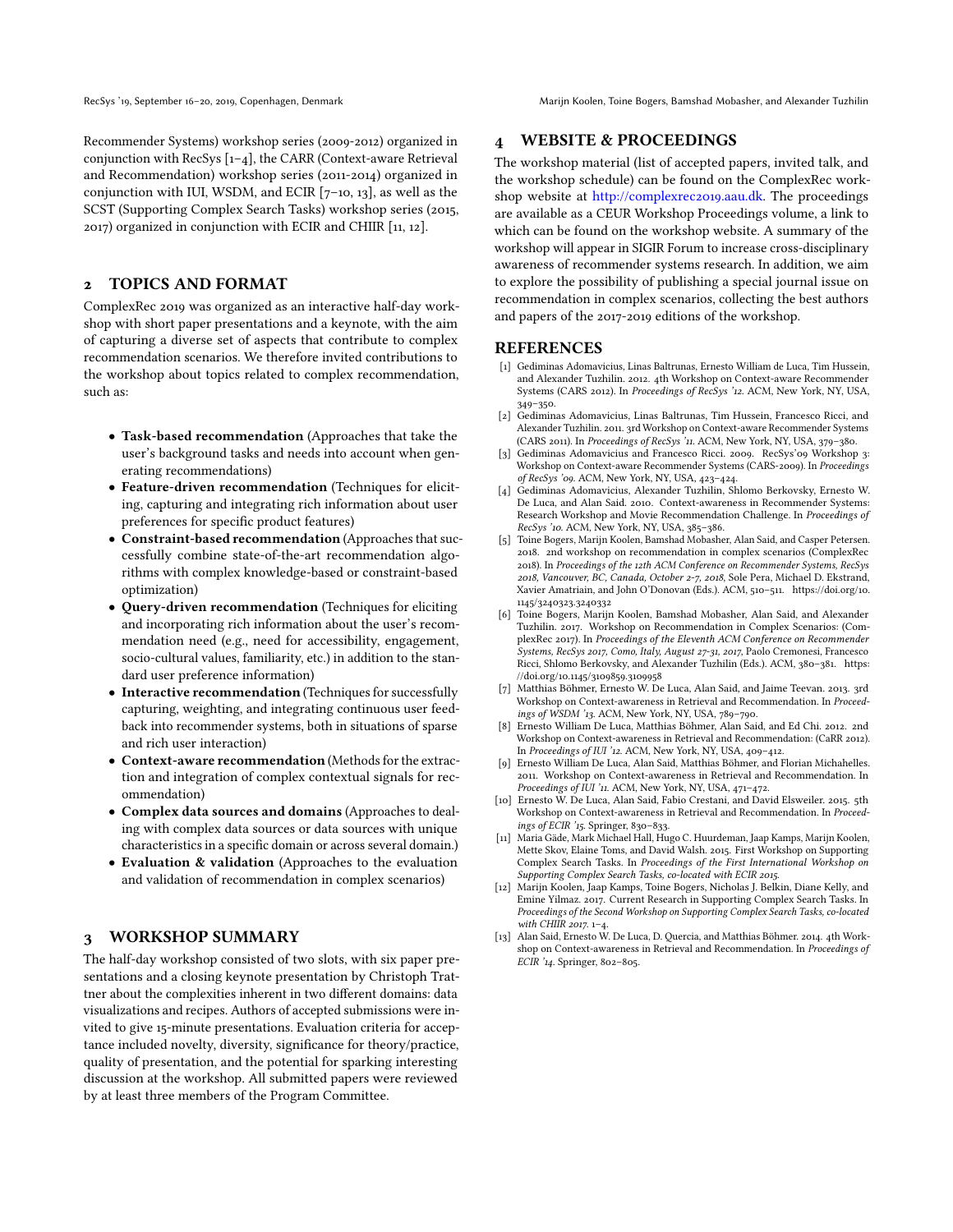Recommender Systems) workshop series (2009-2012) organized in conjunction with RecSys [1–4], the CARR (Context-aware Retrieval and Recommendation) workshop series (2011-2014) organized in conjunction with IUI, WSDM, and ECIR [7–10, 13], as well as the SCST (Supporting Complex Search Tasks) workshop series (2015, 2017) organized in conjunction with ECIR and CHIIR [11, 12].

## 2 TOPICS AND FORMAT

ComplexRec 2019 was organized as an interactive half-day workshop with short paper presentations and a keynote, with the aim of capturing a diverse set of aspects that contribute to complex recommendation scenarios. We therefore invited contributions to the workshop about topics related to complex recommendation, such as:

- **Task-based recommendation** (Approaches that take the user's background tasks and needs into account when generating recommendations)
- **Feature-driven recommendation** (Techniques for eliciting, capturing and integrating rich information about user preferences for specific product features)
- **Constraint-based recommendation** (Approaches that successfully combine state-of-the-art recommendation algorithms with complex knowledge-based or constraint-based optimization)
- **Query-driven recommendation** (Techniques for eliciting and incorporating rich information about the user's recommendation need (e.g., need for accessibility, engagement, socio-cultural values, familiarity, etc.) in addition to the standard user preference information)
- **Interactive recommendation** (Techniques for successfully capturing, weighting, and integrating continuous user feedback into recommender systems, both in situations of sparse and rich user interaction)
- **Context-aware recommendation** (Methods for the extraction and integration of complex contextual signals for recommendation)
- **Complex data sources and domains** (Approaches to dealing with complex data sources or data sources with unique characteristics in a specific domain or across several domain.)
- **Evaluation & validation** (Approaches to the evaluation and validation of recommendation in complex scenarios)

## 3 WORKSHOP SUMMARY

The half-day workshop consisted of two slots, with six paper presentations and a closing keynote presentation by Christoph Trattner about the complexities inherent in two different domains: data visualizations and recipes. Authors of accepted submissions were invited to give 15-minute presentations. Evaluation criteria for acceptance included novelty, diversity, significance for theory/practice, quality of presentation, and the potential for sparking interesting discussion at the workshop. All submitted papers were reviewed by at least three members of the Program Committee.

## 4 WEBSITE & PROCEEDINGS

The workshop material (list of accepted papers, invited talk, and the workshop schedule) can be found on the ComplexRec workshop website at http://complexrec2019.aau.dk. The proceedings are available as a CEUR Workshop Proceedings volume, a link to which can be found on the workshop website. A summary of the workshop will appear in SIGIR Forum to increase cross-disciplinary awareness of recommender systems research. In addition, we aim to explore the possibility of publishing a special journal issue on recommendation in complex scenarios, collecting the best authors and papers of the 2017-2019 editions of the workshop.

## REFERENCES

[1] Gediminas Adomavicius, Linas Baltrunas, Ernesto William de Luca, Tim Hussein, and Alexander Tuzhilin. 2012. 4th Workshop on Context-aware Recommender Systems (CARS 2012). In *Proceedings of RecSys '12*. ACM, New York, NY, USA, 349–350.

[2] Gediminas Adomavicius, Linas Baltrunas, Tim Hussein, Francesco Ricci, and Alexander Tuzhilin. 2011. 3rd Workshop on Context-aware Recommender Systems (CARS 2011). In *Proceedings of RecSys '11*. ACM, New York, NY, USA, 379–380.

[3] Gediminas Adomavicius and Francesco Ricci. 2009. RecSys'09 Workshop 3: Workshop on Context-aware Recommender Systems (CARS-2009). In *Proceedings of RecSys '09*. ACM, New York, NY, USA, 423–424.

[4] Gediminas Adomavicius, Alexander Tuzhilin, Shlomo Berkovsky, Ernesto W. De Luca, and Alan Said. 2010. Context-awareness in Recommender Systems: Research Workshop and Movie Recommendation Challenge. In *Proceedings of RecSys '10*. ACM, New York, NY, USA, 385–386.

[5] Toine Bogers, Marijn Koolen, Bamshad Mobasher, Alan Said, and Casper Petersen. 2018. 2nd workshop on recommendation in complex scenarios (ComplexRec 2018). In *Proceedings of the 12th ACM Conference on Recommender Systems, RecSys 2018, Vancouver, BC, Canada, October 2-7, 2018*, Sole Pera, Michael D. Ekstrand, Xavier Amatriain, and John O'Donovan (Eds.). ACM, 510–511. https://doi.org/10.1145/3240323.3240332

[6] Toine Bogers, Marijn Koolen, Bamshad Mobasher, Alan Said, and Alexander Tuzhilin. 2017. Workshop on Recommendation in Complex Scenarios: (ComplexRec 2017). In *Proceedings of the Eleventh ACM Conference on Recommender Systems, RecSys 2017, Como, Italy, August 27-31, 2017*, Paolo Cremonesi, Francesco Ricci, Shlomo Berkovsky, and Alexander Tuzhilin (Eds.). ACM, 380–381. https://doi.org/10.1145/3109859.3109958

[7] Matthias Böhmer, Ernesto W. De Luca, Alan Said, and Jaime Teevan. 2013. 3rd Workshop on Context-awareness in Retrieval and Recommendation. In *Proceedings of WSDM '13*. ACM, New York, NY, USA, 789–790.

[8] Ernesto William De Luca, Matthias Böhmer, Alan Said, and Ed Chi. 2012. 2nd Workshop on Context-awareness in Retrieval and Recommendation: (CaRR 2012). In *Proceedings of IUI '12*. ACM, New York, NY, USA, 409–412.

[9] Ernesto William De Luca, Alan Said, Matthias Böhmer, and Florian Michahelles. 2011. Workshop on Context-awareness in Retrieval and Recommendation. In *Proceedings of IUI '11*. ACM, New York, NY, USA, 471–472.

[10] Ernesto W. De Luca, Alan Said, Fabio Crestani, and David Elsweiler. 2015. 5th Workshop on Context-awareness in Retrieval and Recommendation. In *Proceedings of ECIR '15*. Springer, 830–833.

[11] Maria Gäde, Mark Michael Hall, Hugo C. Huurdeman, Jaap Kamps, Marijn Koolen, Mette Skov, Elaine Toms, and David Walsh. 2015. First Workshop on Supporting Complex Search Tasks. In *Proceedings of the First International Workshop on Supporting Complex Search Tasks, co-located with ECIR 2015*.

[12] Marijn Koolen, Jaap Kamps, Toine Bogers, Nicholas J. Belkin, Diane Kelly, and Emine Yilmaz. 2017. Current Research in Supporting Complex Search Tasks. In *Proceedings of the Second Workshop on Supporting Complex Search Tasks, co-located with CHIIR 2017*. 1–4.

[13] Alan Said, Ernesto W. De Luca, D. Quercia, and Matthias Böhmer. 2014. 4th Workshop on Context-awareness in Retrieval and Recommendation. In *Proceedings of ECIR '14*. Springer, 802–805.